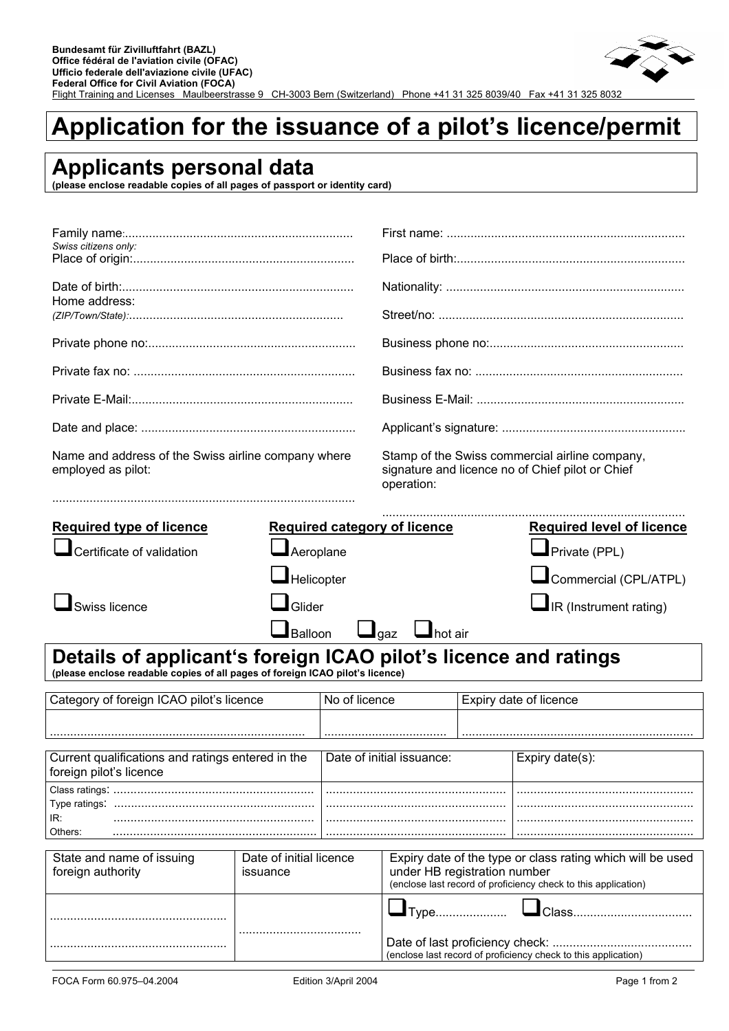Bundesamt für Zivilluftfahrt (BAZL)
Office fédéral de l'aviation civile (OFAC)
Ufficio federale dell'aviazione civile (UFAC)
Federal Office for Civil Aviation (FOCA)
Flight Training and Licenses Maulbeerstrasse 9 CH-3003 Bern (Switzerland) Phone +41 31 325 8039/40 Fax +41 31 325 8032

# Application for the issuance of a pilot's licence/permit

## Applicants personal data

**(please enclose readable copies of all pages of passport or identity card)**

Family name:..................................................................

First name: .....................................................................

*Swiss citizens only:*
Place of origin:................................................................

Place of birth:..................................................................

Date of birth:...................................................................

Nationality: .....................................................................

Home address:
*(ZIP/Town/State):*..............................................................

Street/no: .......................................................................

Private phone no:............................................................

Business phone no:........................................................

Private fax no: ................................................................

Business fax no: ............................................................

Private E-Mail:................................................................

Business E-Mail: ............................................................

Date and place: ..............................................................

Applicant's signature: .....................................................

Name and address of the Swiss airline company where employed as pilot:

.......................................................................................

Stamp of the Swiss commercial airline company, signature and licence no of Chief pilot or Chief operation:

.......................................................................................

| Required type of licence | Required category of licence | Required level of licence |
|---|---|---|
| ☐ Certificate of validation | ☐ Aeroplane | ☐ Private (PPL) |
| | ☐ Helicopter | ☐ Commercial (CPL/ATPL) |
| ☐ Swiss licence | ☐ Glider | ☐ IR (Instrument rating) |
| | ☐ Balloon ☐ gaz ☐ hot air | |

## Details of applicant's foreign ICAO pilot's licence and ratings

**(please enclose readable copies of all pages of foreign ICAO pilot's licence)**

| Category of foreign ICAO pilot's licence | No of licence | Expiry date of licence |
|---|---|---|
| .......................................................................... | .................................... | .................................................................... |

| Current qualifications and ratings entered in the foreign pilot's licence | Date of initial issuance: | Expiry date(s): |
|---|---|---|
| Class ratings: .......................................................... | .................................................... | .................................................... |
| Type ratings: .......................................................... | .................................................... | .................................................... |
| IR: .......................................................... | .................................................... | .................................................... |
| Others: .......................................................... | .................................................... | .................................................... |

| State and name of issuing foreign authority | Date of initial licence issuance | Expiry date of the type or class rating which will be used under HB registration number (enclose last record of proficiency check to this application) |
|---|---|---|
| ................................................... ................................................... | .................................... | ☐ Type..................... ☐ Class.................................. Date of last proficiency check: ........................................ (enclose last record of proficiency check to this application) |

FOCA Form 60.975–04.2004 Edition 3/April 2004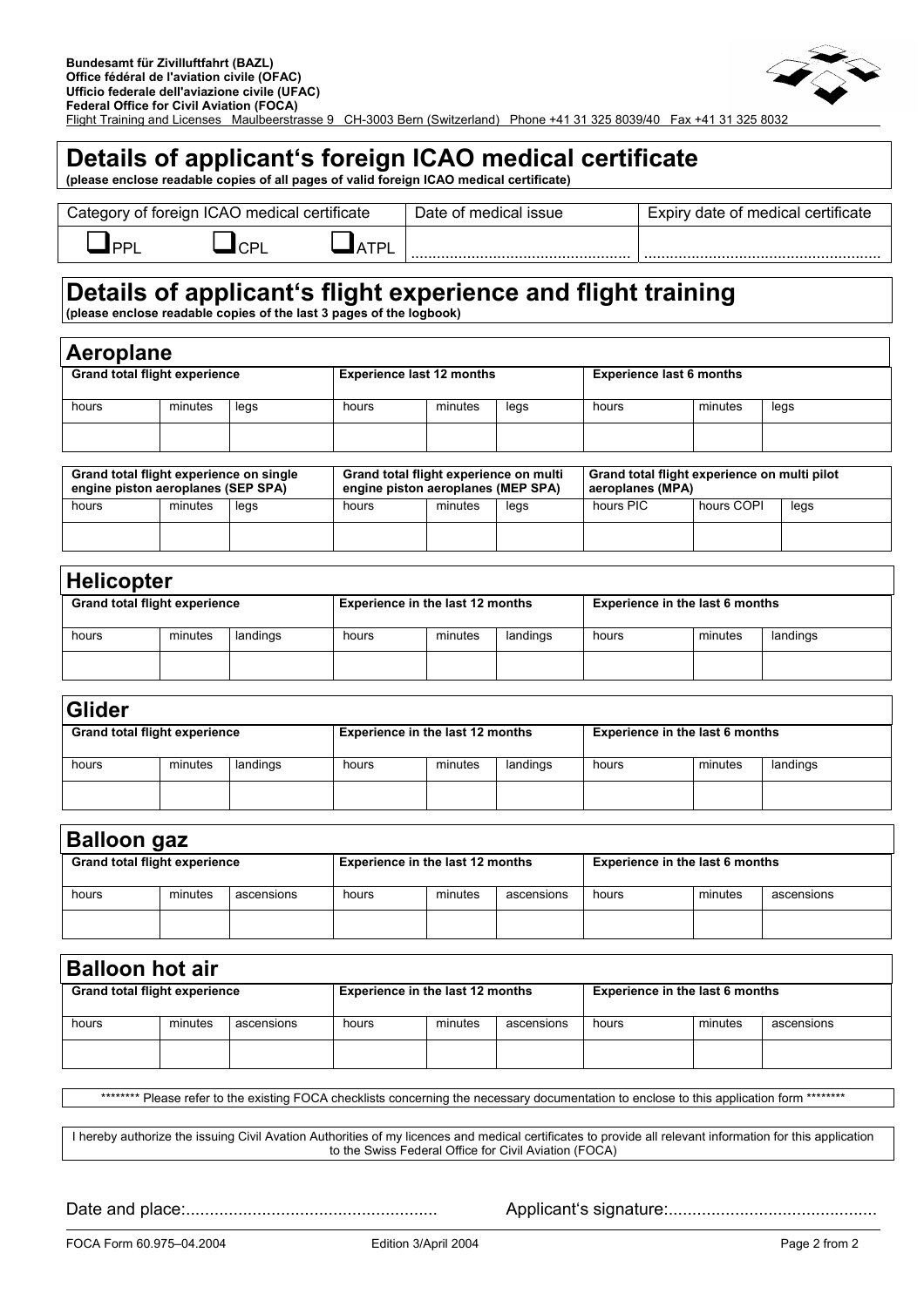**Bundesamt für Zivilluftfahrt (BAZL)**
**Office fédéral de l'aviation civile (OFAC)**
**Ufficio federale dell'aviazione civile (UFAC)**
**Federal Office for Civil Aviation (FOCA)**
Flight Training and Licenses Maulbeerstrasse 9 CH-3003 Bern (Switzerland) Phone +41 31 325 8039/40 Fax +41 31 325 8032

# Details of applicant's foreign ICAO medical certificate

**(please enclose readable copies of all pages of valid foreign ICAO medical certificate)**

| Category of foreign ICAO medical certificate | Date of medical issue | Expiry date of medical certificate |
|---|---|---|
| ☐ PPL ☐ CPL ☐ ATPL | ................................................ | ................................................ |

# Details of applicant's flight experience and flight training

**(please enclose readable copies of the last 3 pages of the logbook)**

## Aeroplane

| **Grand total flight experience** | | | **Experience last 12 months** | | | **Experience last 6 months** | | |
|---|---|---|---|---|---|---|---|---|
| hours | minutes | legs | hours | minutes | legs | hours | minutes | legs |
| | | | | | | | | |

| **Grand total flight experience on single engine piston aeroplanes (SEP SPA)** | | | **Grand total flight experience on multi engine piston aeroplanes (MEP SPA)** | | | **Grand total flight experience on multi pilot aeroplanes (MPA)** | | |
|---|---|---|---|---|---|---|---|---|
| hours | minutes | legs | hours | minutes | legs | hours PIC | hours COPI | legs |
| | | | | | | | | |

## Helicopter

| **Grand total flight experience** | | | **Experience in the last 12 months** | | | **Experience in the last 6 months** | | |
|---|---|---|---|---|---|---|---|---|
| hours | minutes | landings | hours | minutes | landings | hours | minutes | landings |
| | | | | | | | | |

## Glider

| **Grand total flight experience** | | | **Experience in the last 12 months** | | | **Experience in the last 6 months** | | |
|---|---|---|---|---|---|---|---|---|
| hours | minutes | landings | hours | minutes | landings | hours | minutes | landings |
| | | | | | | | | |

## Balloon gaz

| **Grand total flight experience** | | | **Experience in the last 12 months** | | | **Experience in the last 6 months** | | |
|---|---|---|---|---|---|---|---|---|
| hours | minutes | ascensions | hours | minutes | ascensions | hours | minutes | ascensions |
| | | | | | | | | |

## Balloon hot air

| **Grand total flight experience** | | | **Experience in the last 12 months** | | | **Experience in the last 6 months** | | |
|---|---|---|---|---|---|---|---|---|
| hours | minutes | ascensions | hours | minutes | ascensions | hours | minutes | ascensions |
| | | | | | | | | |

******** Please refer to the existing FOCA checklists concerning the necessary documentation to enclose to this application form ********

I hereby authorize the issuing Civil Avation Authorities of my licences and medical certificates to provide all relevant information for this application to the Swiss Federal Office for Civil Aviation (FOCA)

Date and place:.................................................... Applicant's signature:...........................................

FOCA Form 60.975–04.2004 Edition 3/April 2004